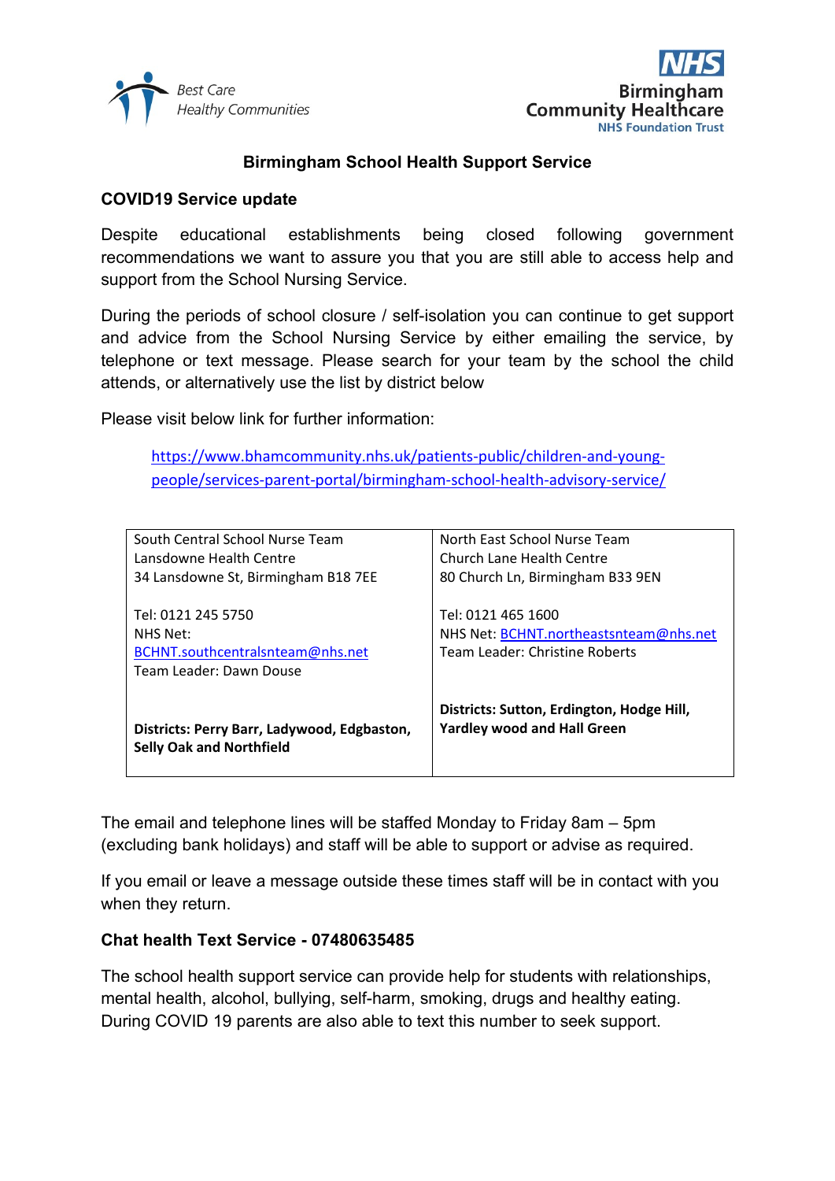Best Care
Healthy Communities

NHS
Birmingham
Community Healthcare
NHS Foundation Trust

# Birmingham School Health Support Service

## COVID19 Service update

Despite educational establishments being closed following government recommendations we want to assure you that you are still able to access help and support from the School Nursing Service.

During the periods of school closure / self-isolation you can continue to get support and advice from the School Nursing Service by either emailing the service, by telephone or text message. Please search for your team by the school the child attends, or alternatively use the list by district below

Please visit below link for further information:

https://www.bhamcommunity.nhs.uk/patients-public/children-and-young-people/services-parent-portal/birmingham-school-health-advisory-service/

| South Central School Nurse Team | North East School Nurse Team |
|---|---|
| Lansdowne Health Centre<br>34 Lansdowne St, Birmingham B18 7EE | Church Lane Health Centre<br>80 Church Ln, Birmingham B33 9EN |
| Tel: 0121 245 5750<br>NHS Net:<br>BCHNT.southcentralsnteam@nhs.net<br>Team Leader: Dawn Douse | Tel: 0121 465 1600<br>NHS Net: BCHNT.northeastsnteam@nhs.net<br>Team Leader: Christine Roberts |
| **Districts: Perry Barr, Ladywood, Edgbaston, Selly Oak and Northfield** | **Districts: Sutton, Erdington, Hodge Hill, Yardley wood and Hall Green** |

The email and telephone lines will be staffed Monday to Friday 8am – 5pm (excluding bank holidays) and staff will be able to support or advise as required.

If you email or leave a message outside these times staff will be in contact with you when they return.

### Chat health Text Service - 07480635485

The school health support service can provide help for students with relationships, mental health, alcohol, bullying, self-harm, smoking, drugs and healthy eating. During COVID 19 parents are also able to text this number to seek support.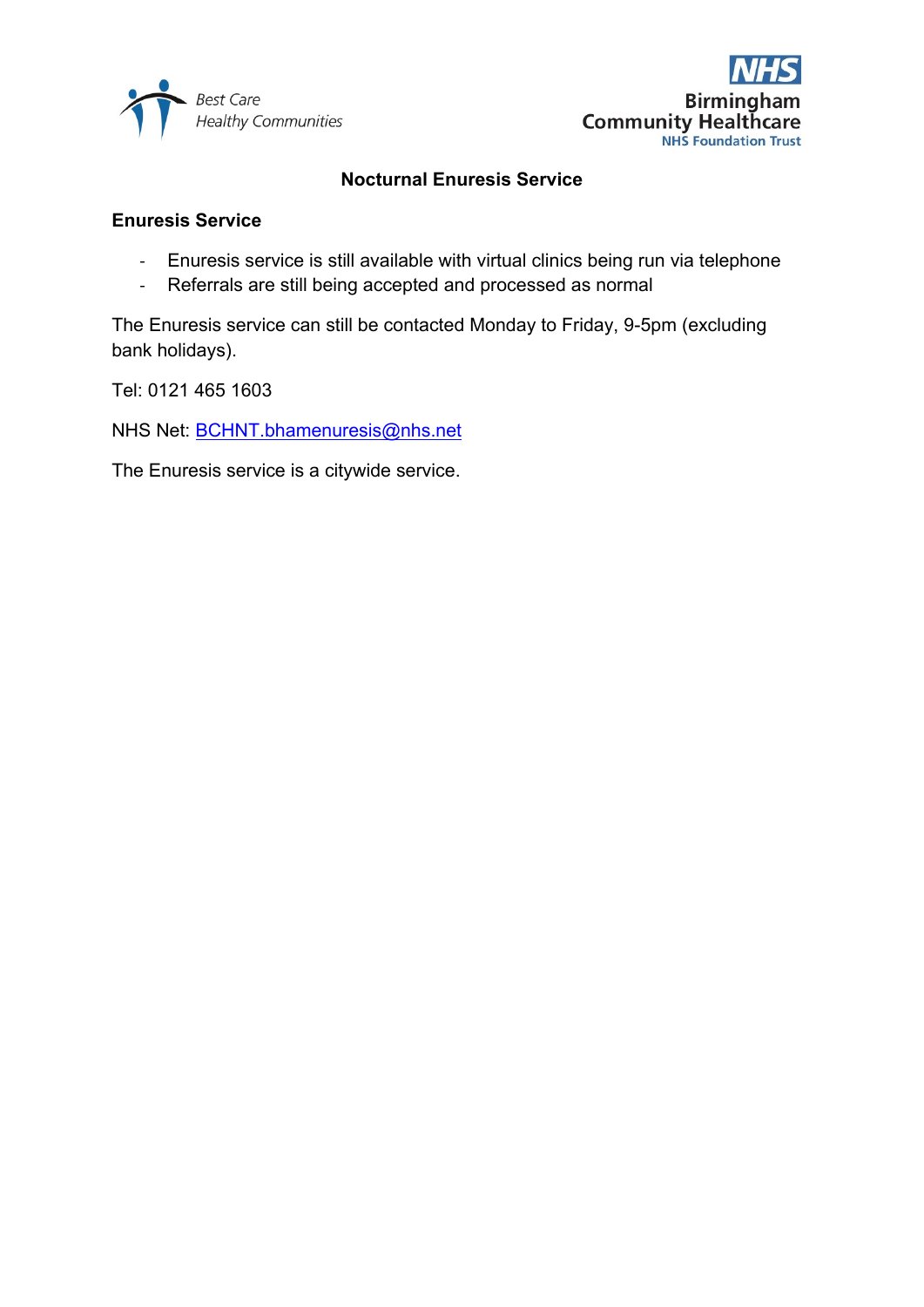Best Care
Healthy Communities

NHS
Birmingham
Community Healthcare
NHS Foundation Trust

# Nocturnal Enuresis Service

## Enuresis Service

- Enuresis service is still available with virtual clinics being run via telephone
- Referrals are still being accepted and processed as normal

The Enuresis service can still be contacted Monday to Friday, 9-5pm (excluding bank holidays).

Tel: 0121 465 1603

NHS Net: BCHNT.bhamenuresis@nhs.net

The Enuresis service is a citywide service.